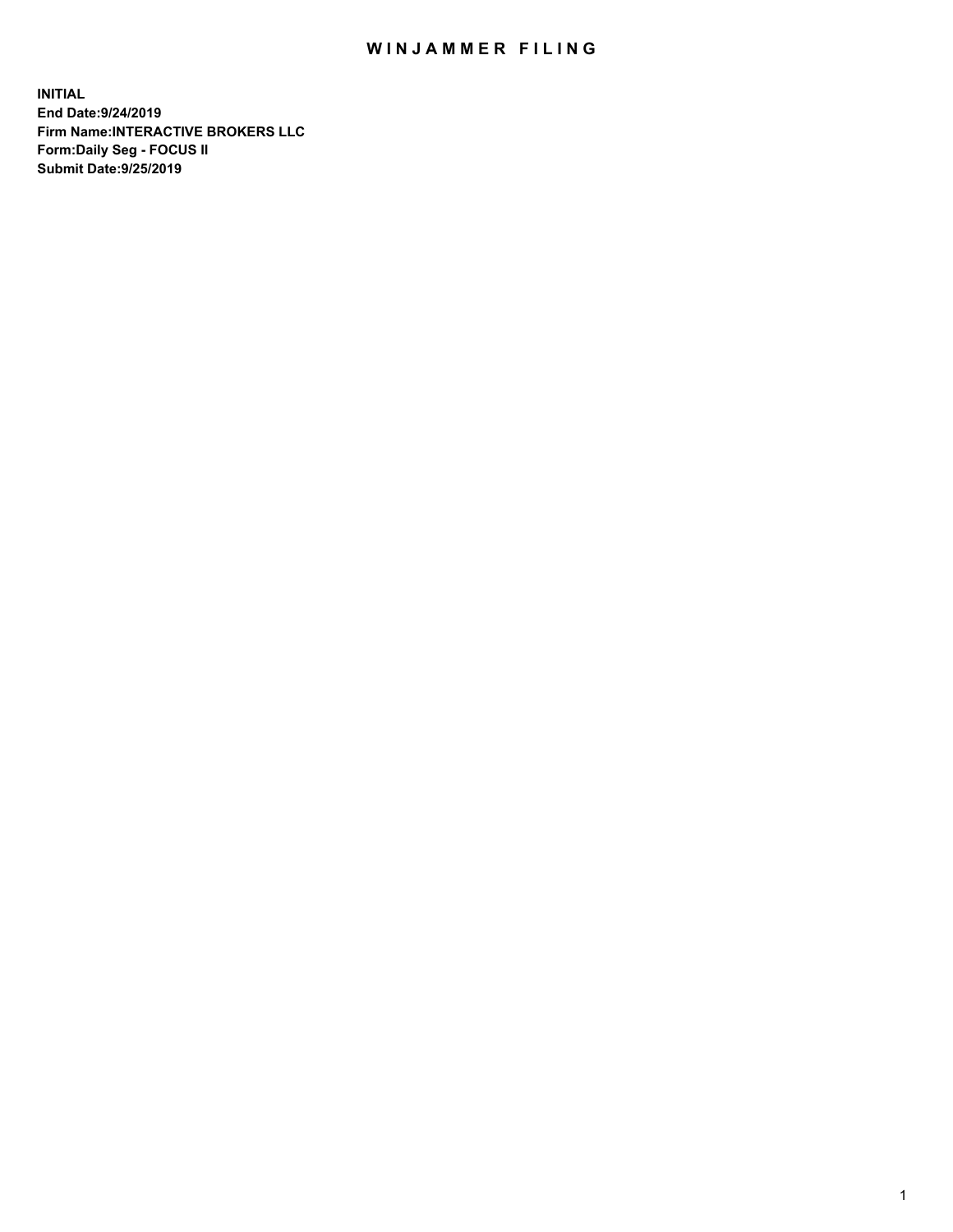# WINJAMMER FILING

**INITIAL**
**End Date:9/24/2019**
**Firm Name:INTERACTIVE BROKERS LLC**
**Form:Daily Seg - FOCUS II**
**Submit Date:9/25/2019**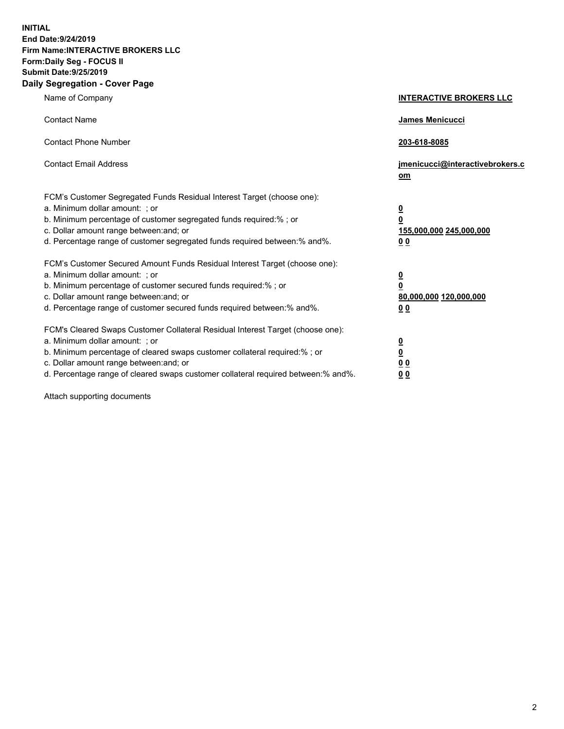**INITIAL**
**End Date:9/24/2019**
**Firm Name:INTERACTIVE BROKERS LLC**
**Form:Daily Seg - FOCUS II**
**Submit Date:9/25/2019**
**Daily Segregation - Cover Page**

| | |
|---|---|
| Name of Company | **INTERACTIVE BROKERS LLC** |
| Contact Name | **James Menicucci** |
| Contact Phone Number | **203-618-8085** |
| Contact Email Address | **jmenicucci@interactivebrokers.com** |
| FCM's Customer Segregated Funds Residual Interest Target (choose one): | |
| a. Minimum dollar amount: ; or | **0** |
| b. Minimum percentage of customer segregated funds required:% ; or | **0** |
| c. Dollar amount range between:and; or | **155,000,000 245,000,000** |
| d. Percentage range of customer segregated funds required between:% and%. | **0 0** |
| FCM's Customer Secured Amount Funds Residual Interest Target (choose one): | |
| a. Minimum dollar amount: ; or | **0** |
| b. Minimum percentage of customer secured funds required:% ; or | **0** |
| c. Dollar amount range between:and; or | **80,000,000 120,000,000** |
| d. Percentage range of customer secured funds required between:% and%. | **0 0** |
| FCM's Cleared Swaps Customer Collateral Residual Interest Target (choose one): | |
| a. Minimum dollar amount: ; or | **0** |
| b. Minimum percentage of cleared swaps customer collateral required:% ; or | **0** |
| c. Dollar amount range between:and; or | **0 0** |
| d. Percentage range of cleared swaps customer collateral required between:% and%. | **0 0** |

Attach supporting documents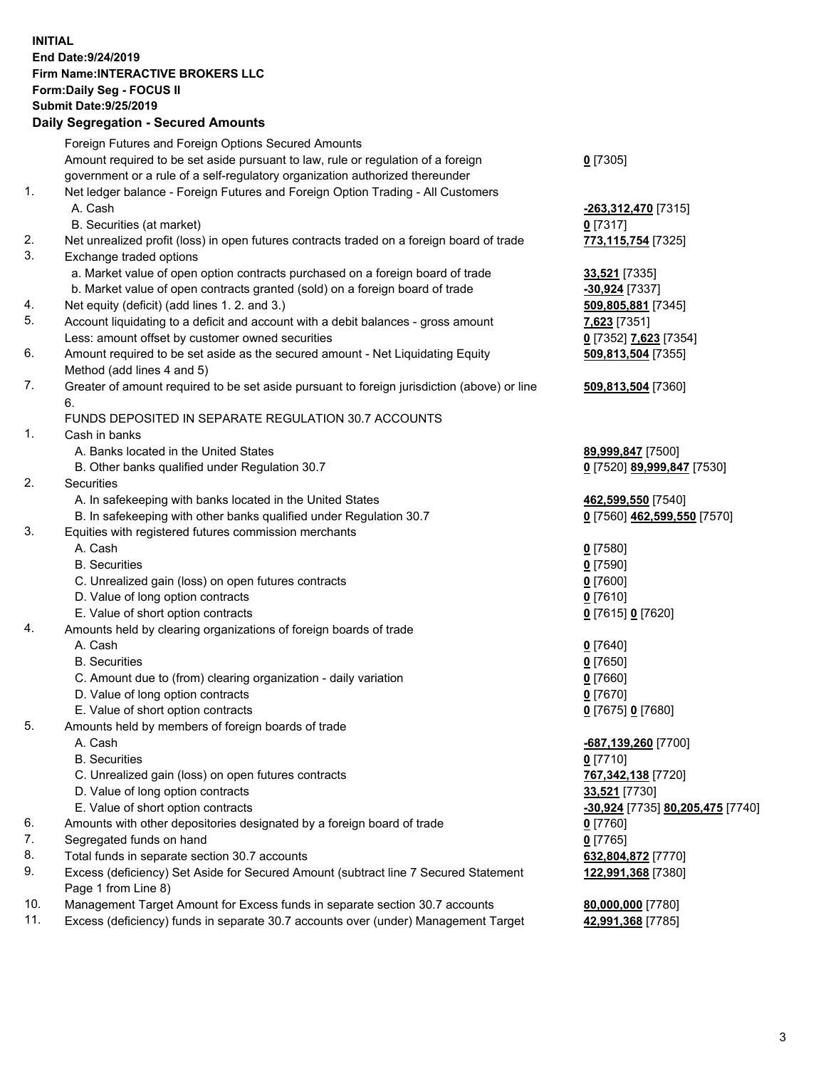**INITIAL**
**End Date:9/24/2019**
**Firm Name:INTERACTIVE BROKERS LLC**
**Form:Daily Seg - FOCUS II**
**Submit Date:9/25/2019**

**Daily Segregation - Secured Amounts**

| | | |
|---|---|---|
| | Foreign Futures and Foreign Options Secured Amounts | |
| | Amount required to be set aside pursuant to law, rule or regulation of a foreign government or a rule of a self-regulatory organization authorized thereunder | **0** [7305] |
| 1. | Net ledger balance - Foreign Futures and Foreign Option Trading - All Customers | |
| | A. Cash | **-263,312,470** [7315] |
| | B. Securities (at market) | **0** [7317] |
| 2. | Net unrealized profit (loss) in open futures contracts traded on a foreign board of trade | **773,115,754** [7325] |
| 3. | Exchange traded options | |
| | a. Market value of open option contracts purchased on a foreign board of trade | **33,521** [7335] |
| | b. Market value of open contracts granted (sold) on a foreign board of trade | **-30,924** [7337] |
| 4. | Net equity (deficit) (add lines 1. 2. and 3.) | **509,805,881** [7345] |
| 5. | Account liquidating to a deficit and account with a debit balances - gross amount | **7,623** [7351] |
| | Less: amount offset by customer owned securities | **0** [7352] **7,623** [7354] |
| 6. | Amount required to be set aside as the secured amount - Net Liquidating Equity Method (add lines 4 and 5) | **509,813,504** [7355] |
| 7. | Greater of amount required to be set aside pursuant to foreign jurisdiction (above) or line 6. | **509,813,504** [7360] |
| | FUNDS DEPOSITED IN SEPARATE REGULATION 30.7 ACCOUNTS | |
| 1. | Cash in banks | |
| | A. Banks located in the United States | **89,999,847** [7500] |
| | B. Other banks qualified under Regulation 30.7 | **0** [7520] **89,999,847** [7530] |
| 2. | Securities | |
| | A. In safekeeping with banks located in the United States | **462,599,550** [7540] |
| | B. In safekeeping with other banks qualified under Regulation 30.7 | **0** [7560] **462,599,550** [7570] |
| 3. | Equities with registered futures commission merchants | |
| | A. Cash | **0** [7580] |
| | B. Securities | **0** [7590] |
| | C. Unrealized gain (loss) on open futures contracts | **0** [7600] |
| | D. Value of long option contracts | **0** [7610] |
| | E. Value of short option contracts | **0** [7615] **0** [7620] |
| 4. | Amounts held by clearing organizations of foreign boards of trade | |
| | A. Cash | **0** [7640] |
| | B. Securities | **0** [7650] |
| | C. Amount due to (from) clearing organization - daily variation | **0** [7660] |
| | D. Value of long option contracts | **0** [7670] |
| | E. Value of short option contracts | **0** [7675] **0** [7680] |
| 5. | Amounts held by members of foreign boards of trade | |
| | A. Cash | **-687,139,260** [7700] |
| | B. Securities | **0** [7710] |
| | C. Unrealized gain (loss) on open futures contracts | **767,342,138** [7720] |
| | D. Value of long option contracts | **33,521** [7730] |
| | E. Value of short option contracts | **-30,924** [7735] **80,205,475** [7740] |
| 6. | Amounts with other depositories designated by a foreign board of trade | **0** [7760] |
| 7. | Segregated funds on hand | **0** [7765] |
| 8. | Total funds in separate section 30.7 accounts | **632,804,872** [7770] |
| 9. | Excess (deficiency) Set Aside for Secured Amount (subtract line 7 Secured Statement Page 1 from Line 8) | **122,991,368** [7380] |
| 10. | Management Target Amount for Excess funds in separate section 30.7 accounts | **80,000,000** [7780] |
| 11. | Excess (deficiency) funds in separate 30.7 accounts over (under) Management Target | **42,991,368** [7785] |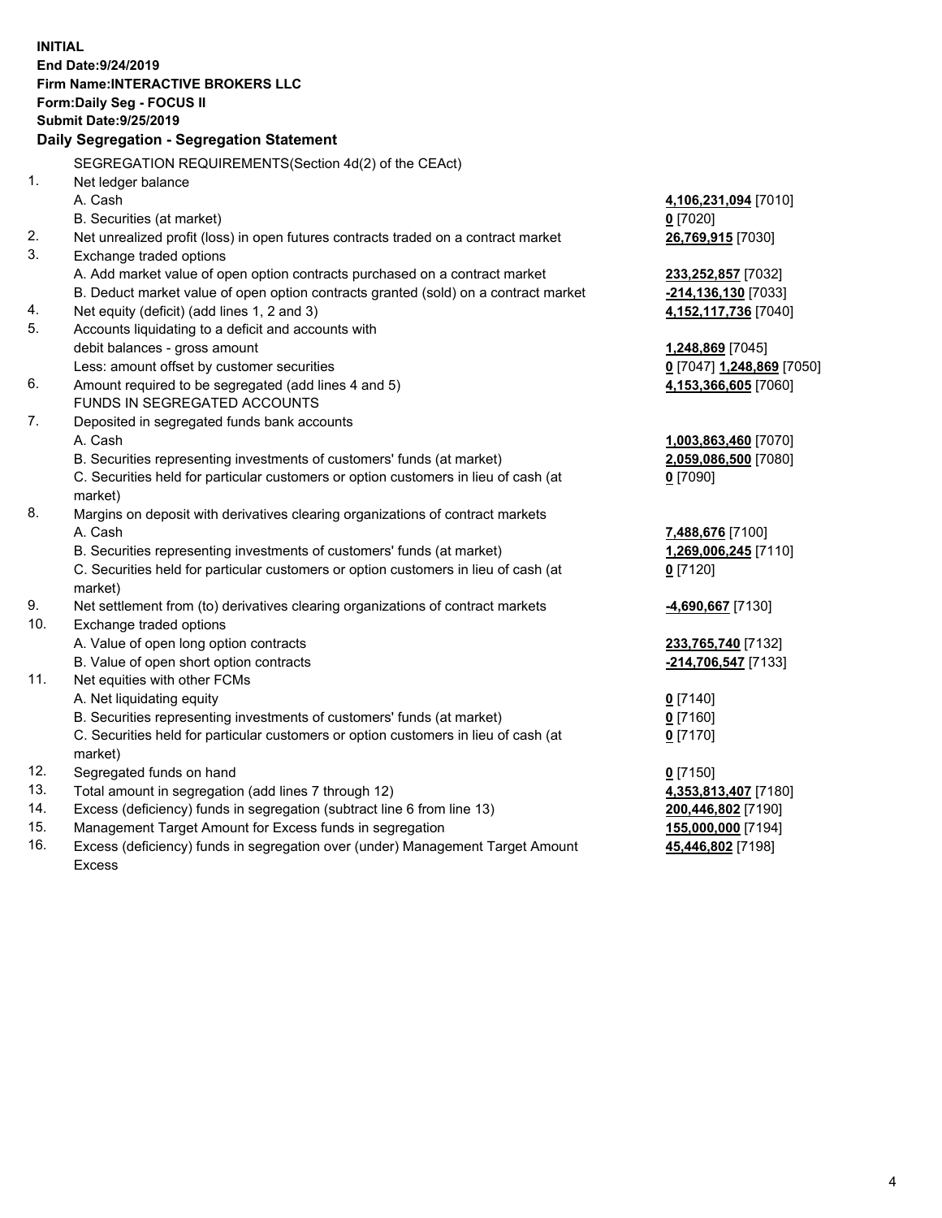**INITIAL**
**End Date:9/24/2019**
**Firm Name:INTERACTIVE BROKERS LLC**
**Form:Daily Seg - FOCUS II**
**Submit Date:9/25/2019**

## Daily Segregation - Segregation Statement

SEGREGATION REQUIREMENTS(Section 4d(2) of the CEAct)

| | | |
|---|---|---|
| 1. | Net ledger balance | |
| | A. Cash | **4,106,231,094** [7010] |
| | B. Securities (at market) | **0** [7020] |
| 2. | Net unrealized profit (loss) in open futures contracts traded on a contract market | **26,769,915** [7030] |
| 3. | Exchange traded options | |
| | A. Add market value of open option contracts purchased on a contract market | **233,252,857** [7032] |
| | B. Deduct market value of open option contracts granted (sold) on a contract market | **-214,136,130** [7033] |
| 4. | Net equity (deficit) (add lines 1, 2 and 3) | **4,152,117,736** [7040] |
| 5. | Accounts liquidating to a deficit and accounts with debit balances - gross amount | **1,248,869** [7045] |
| | Less: amount offset by customer securities | **0** [7047] **1,248,869** [7050] |
| 6. | Amount required to be segregated (add lines 4 and 5) | **4,153,366,605** [7060] |
| | FUNDS IN SEGREGATED ACCOUNTS | |
| 7. | Deposited in segregated funds bank accounts | |
| | A. Cash | **1,003,863,460** [7070] |
| | B. Securities representing investments of customers' funds (at market) | **2,059,086,500** [7080] |
| | C. Securities held for particular customers or option customers in lieu of cash (at market) | **0** [7090] |
| 8. | Margins on deposit with derivatives clearing organizations of contract markets | |
| | A. Cash | **7,488,676** [7100] |
| | B. Securities representing investments of customers' funds (at market) | **1,269,006,245** [7110] |
| | C. Securities held for particular customers or option customers in lieu of cash (at market) | **0** [7120] |
| 9. | Net settlement from (to) derivatives clearing organizations of contract markets | **-4,690,667** [7130] |
| 10. | Exchange traded options | |
| | A. Value of open long option contracts | **233,765,740** [7132] |
| | B. Value of open short option contracts | **-214,706,547** [7133] |
| 11. | Net equities with other FCMs | |
| | A. Net liquidating equity | **0** [7140] |
| | B. Securities representing investments of customers' funds (at market) | **0** [7160] |
| | C. Securities held for particular customers or option customers in lieu of cash (at market) | **0** [7170] |
| 12. | Segregated funds on hand | **0** [7150] |
| 13. | Total amount in segregation (add lines 7 through 12) | **4,353,813,407** [7180] |
| 14. | Excess (deficiency) funds in segregation (subtract line 6 from line 13) | **200,446,802** [7190] |
| 15. | Management Target Amount for Excess funds in segregation | **155,000,000** [7194] |
| 16. | Excess (deficiency) funds in segregation over (under) Management Target Amount Excess | **45,446,802** [7198] |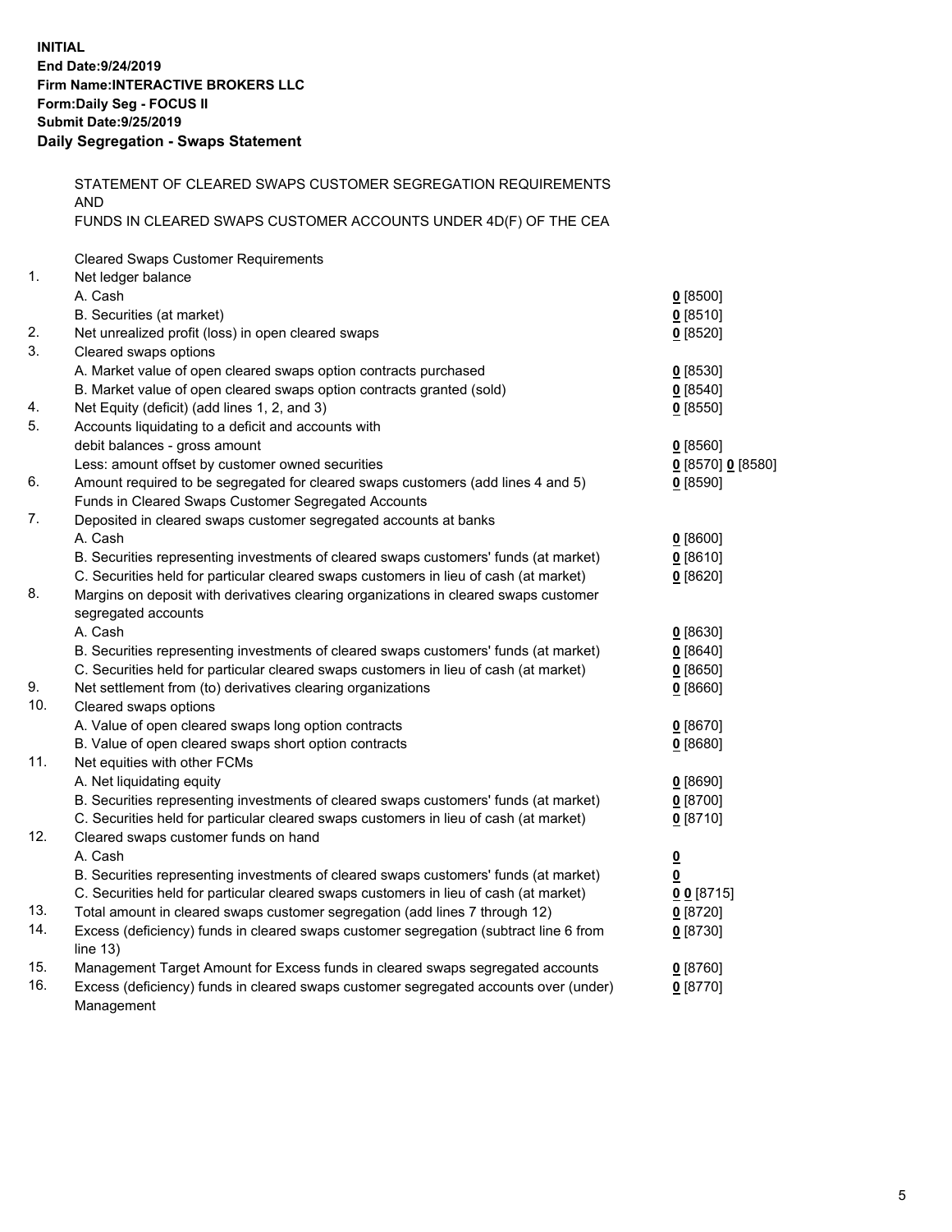**INITIAL**
**End Date:9/24/2019**
**Firm Name:INTERACTIVE BROKERS LLC**
**Form:Daily Seg - FOCUS II**
**Submit Date:9/25/2019**
**Daily Segregation - Swaps Statement**

STATEMENT OF CLEARED SWAPS CUSTOMER SEGREGATION REQUIREMENTS AND FUNDS IN CLEARED SWAPS CUSTOMER ACCOUNTS UNDER 4D(F) OF THE CEA

| | | |
|---|---|---|
| | Cleared Swaps Customer Requirements | |
| 1. | Net ledger balance | |
| | A. Cash | 0 [8500] |
| | B. Securities (at market) | 0 [8510] |
| 2. | Net unrealized profit (loss) in open cleared swaps | 0 [8520] |
| 3. | Cleared swaps options | |
| | A. Market value of open cleared swaps option contracts purchased | 0 [8530] |
| | B. Market value of open cleared swaps option contracts granted (sold) | 0 [8540] |
| 4. | Net Equity (deficit) (add lines 1, 2, and 3) | 0 [8550] |
| 5. | Accounts liquidating to a deficit and accounts with | |
| | debit balances - gross amount | 0 [8560] |
| | Less: amount offset by customer owned securities | 0 [8570] 0 [8580] |
| 6. | Amount required to be segregated for cleared swaps customers (add lines 4 and 5) | 0 [8590] |
| | Funds in Cleared Swaps Customer Segregated Accounts | |
| 7. | Deposited in cleared swaps customer segregated accounts at banks | |
| | A. Cash | 0 [8600] |
| | B. Securities representing investments of cleared swaps customers' funds (at market) | 0 [8610] |
| | C. Securities held for particular cleared swaps customers in lieu of cash (at market) | 0 [8620] |
| 8. | Margins on deposit with derivatives clearing organizations in cleared swaps customer segregated accounts | |
| | A. Cash | 0 [8630] |
| | B. Securities representing investments of cleared swaps customers' funds (at market) | 0 [8640] |
| | C. Securities held for particular cleared swaps customers in lieu of cash (at market) | 0 [8650] |
| 9. | Net settlement from (to) derivatives clearing organizations | 0 [8660] |
| 10. | Cleared swaps options | |
| | A. Value of open cleared swaps long option contracts | 0 [8670] |
| | B. Value of open cleared swaps short option contracts | 0 [8680] |
| 11. | Net equities with other FCMs | |
| | A. Net liquidating equity | 0 [8690] |
| | B. Securities representing investments of cleared swaps customers' funds (at market) | 0 [8700] |
| | C. Securities held for particular cleared swaps customers in lieu of cash (at market) | 0 [8710] |
| 12. | Cleared swaps customer funds on hand | |
| | A. Cash | 0 |
| | B. Securities representing investments of cleared swaps customers' funds (at market) | 0 |
| | C. Securities held for particular cleared swaps customers in lieu of cash (at market) | 0 0 [8715] |
| 13. | Total amount in cleared swaps customer segregation (add lines 7 through 12) | 0 [8720] |
| 14. | Excess (deficiency) funds in cleared swaps customer segregation (subtract line 6 from line 13) | 0 [8730] |
| 15. | Management Target Amount for Excess funds in cleared swaps segregated accounts | 0 [8760] |
| 16. | Excess (deficiency) funds in cleared swaps customer segregated accounts over (under) Management | 0 [8770] |